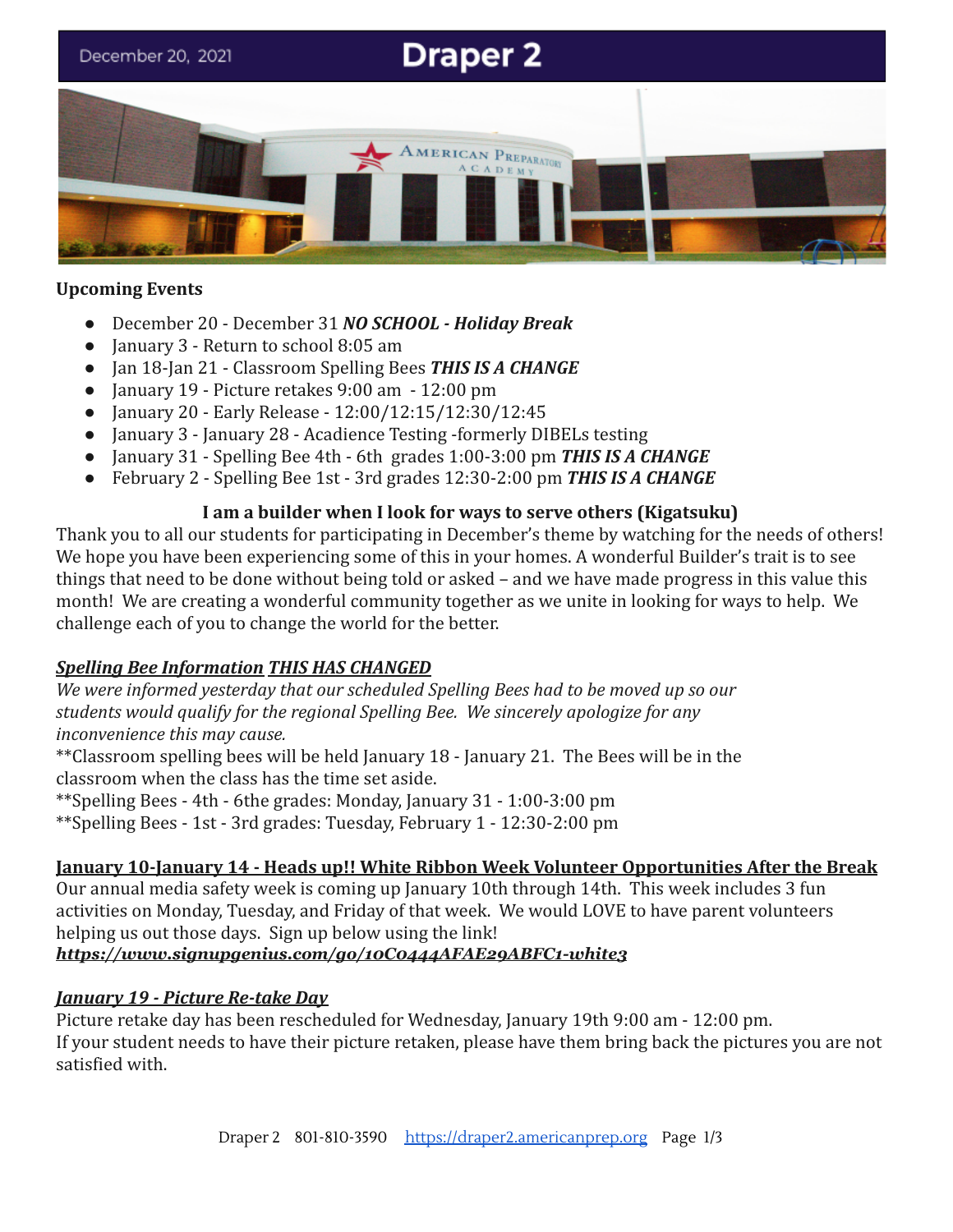December 20, 2021

# Draper 2

**Upcoming Events**

- December 20 - December 31 ***NO SCHOOL - Holiday Break***
- January 3 - Return to school 8:05 am
- Jan 18-Jan 21 - Classroom Spelling Bees ***THIS IS A CHANGE***
- January 19 - Picture retakes 9:00 am - 12:00 pm
- January 20 - Early Release - 12:00/12:15/12:30/12:45
- January 3 - January 28 - Acadience Testing -formerly DIBELs testing
- January 31 - Spelling Bee 4th - 6th grades 1:00-3:00 pm ***THIS IS A CHANGE***
- February 2 - Spelling Bee 1st - 3rd grades 12:30-2:00 pm ***THIS IS A CHANGE***

**I am a builder when I look for ways to serve others (Kigatsuku)**

Thank you to all our students for participating in December's theme by watching for the needs of others! We hope you have been experiencing some of this in your homes. A wonderful Builder's trait is to see things that need to be done without being told or asked – and we have made progress in this value this month! We are creating a wonderful community together as we unite in looking for ways to help. We challenge each of you to change the world for the better.

***Spelling Bee Information*** ***THIS HAS CHANGED***

*We were informed yesterday that our scheduled Spelling Bees had to be moved up so our students would qualify for the regional Spelling Bee. We sincerely apologize for any inconvenience this may cause.*

**Classroom spelling bees will be held January 18 - January 21. The Bees will be in the classroom when the class has the time set aside.

**Spelling Bees - 4th - 6the grades: Monday, January 31 - 1:00-3:00 pm

**Spelling Bees - 1st - 3rd grades: Tuesday, February 1 - 12:30-2:00 pm

**January 10-January 14 - Heads up!! White Ribbon Week Volunteer Opportunities After the Break**

Our annual media safety week is coming up January 10th through 14th. This week includes 3 fun activities on Monday, Tuesday, and Friday of that week. We would LOVE to have parent volunteers helping us out those days. Sign up below using the link!

***https://www.signupgenius.com/go/10C0444AFAE29ABFC1-white3***

***January 19 - Picture Re-take Day***

Picture retake day has been rescheduled for Wednesday, January 19th 9:00 am - 12:00 pm.
If your student needs to have their picture retaken, please have them bring back the pictures you are not satisfied with.

Draper 2 801-810-3590 https://draper2.americanprep.org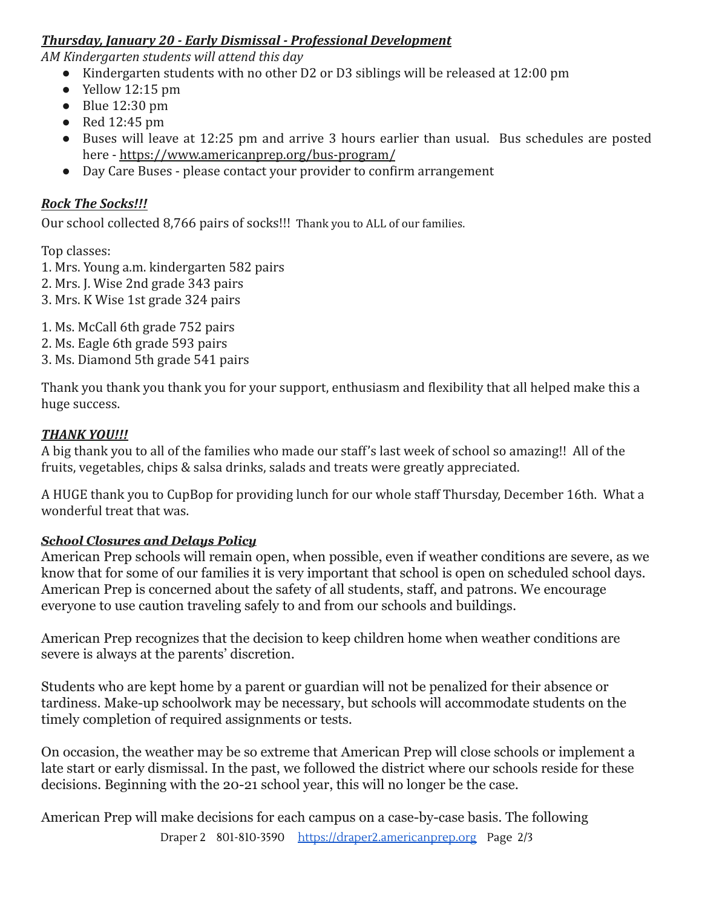***Thursday, January 20 - Early Dismissal - Professional Development***

*AM Kindergarten students will attend this day*

- Kindergarten students with no other D2 or D3 siblings will be released at 12:00 pm
- Yellow 12:15 pm
- Blue 12:30 pm
- Red 12:45 pm
- Buses will leave at 12:25 pm and arrive 3 hours earlier than usual. Bus schedules are posted here - https://www.americanprep.org/bus-program/
- Day Care Buses - please contact your provider to confirm arrangement

***Rock The Socks!!!***

Our school collected 8,766 pairs of socks!!! Thank you to ALL of our families.

Top classes:

1. Mrs. Young a.m. kindergarten 582 pairs
2. Mrs. J. Wise 2nd grade 343 pairs
3. Mrs. K Wise 1st grade 324 pairs

1. Ms. McCall 6th grade 752 pairs
2. Ms. Eagle 6th grade 593 pairs
3. Ms. Diamond 5th grade 541 pairs

Thank you thank you thank you for your support, enthusiasm and flexibility that all helped make this a huge success.

***THANK YOU!!!***

A big thank you to all of the families who made our staff's last week of school so amazing!! All of the fruits, vegetables, chips & salsa drinks, salads and treats were greatly appreciated.

A HUGE thank you to CupBop for providing lunch for our whole staff Thursday, December 16th. What a wonderful treat that was.

***School Closures and Delays Policy***

American Prep schools will remain open, when possible, even if weather conditions are severe, as we know that for some of our families it is very important that school is open on scheduled school days. American Prep is concerned about the safety of all students, staff, and patrons. We encourage everyone to use caution traveling safely to and from our schools and buildings.

American Prep recognizes that the decision to keep children home when weather conditions are severe is always at the parents' discretion.

Students who are kept home by a parent or guardian will not be penalized for their absence or tardiness. Make-up schoolwork may be necessary, but schools will accommodate students on the timely completion of required assignments or tests.

On occasion, the weather may be so extreme that American Prep will close schools or implement a late start or early dismissal. In the past, we followed the district where our schools reside for these decisions. Beginning with the 20-21 school year, this will no longer be the case.

American Prep will make decisions for each campus on a case-by-case basis. The following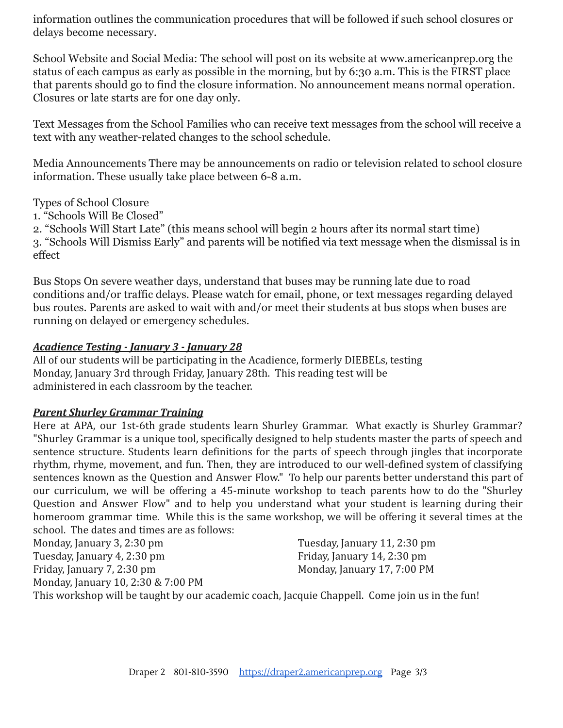information outlines the communication procedures that will be followed if such school closures or delays become necessary.

School Website and Social Media: The school will post on its website at www.americanprep.org the status of each campus as early as possible in the morning, but by 6:30 a.m. This is the FIRST place that parents should go to find the closure information. No announcement means normal operation. Closures or late starts are for one day only.

Text Messages from the School Families who can receive text messages from the school will receive a text with any weather-related changes to the school schedule.

Media Announcements There may be announcements on radio or television related to school closure information. These usually take place between 6-8 a.m.

Types of School Closure
1. "Schools Will Be Closed"
2. "Schools Will Start Late" (this means school will begin 2 hours after its normal start time)
3. "Schools Will Dismiss Early" and parents will be notified via text message when the dismissal is in effect

Bus Stops On severe weather days, understand that buses may be running late due to road conditions and/or traffic delays. Please watch for email, phone, or text messages regarding delayed bus routes. Parents are asked to wait with and/or meet their students at bus stops when buses are running on delayed or emergency schedules.

## ***Acadience Testing - January 3 - January 28***

All of our students will be participating in the Acadience, formerly DIEBELs, testing Monday, January 3rd through Friday, January 28th. This reading test will be administered in each classroom by the teacher.

## ***Parent Shurley Grammar Training***

Here at APA, our 1st-6th grade students learn Shurley Grammar. What exactly is Shurley Grammar? "Shurley Grammar is a unique tool, specifically designed to help students master the parts of speech and sentence structure. Students learn definitions for the parts of speech through jingles that incorporate rhythm, rhyme, movement, and fun. Then, they are introduced to our well-defined system of classifying sentences known as the Question and Answer Flow." To help our parents better understand this part of our curriculum, we will be offering a 45-minute workshop to teach parents how to do the "Shurley Question and Answer Flow" and to help you understand what your student is learning during their homeroom grammar time. While this is the same workshop, we will be offering it several times at the school. The dates and times are as follows:

Monday, January 3, 2:30 pm
Tuesday, January 4, 2:30 pm
Friday, January 7, 2:30 pm
Monday, January 10, 2:30 & 7:00 PM
Tuesday, January 11, 2:30 pm
Friday, January 14, 2:30 pm
Monday, January 17, 7:00 PM

This workshop will be taught by our academic coach, Jacquie Chappell. Come join us in the fun!

Draper 2 801-810-3590 https://draper2.americanprep.org